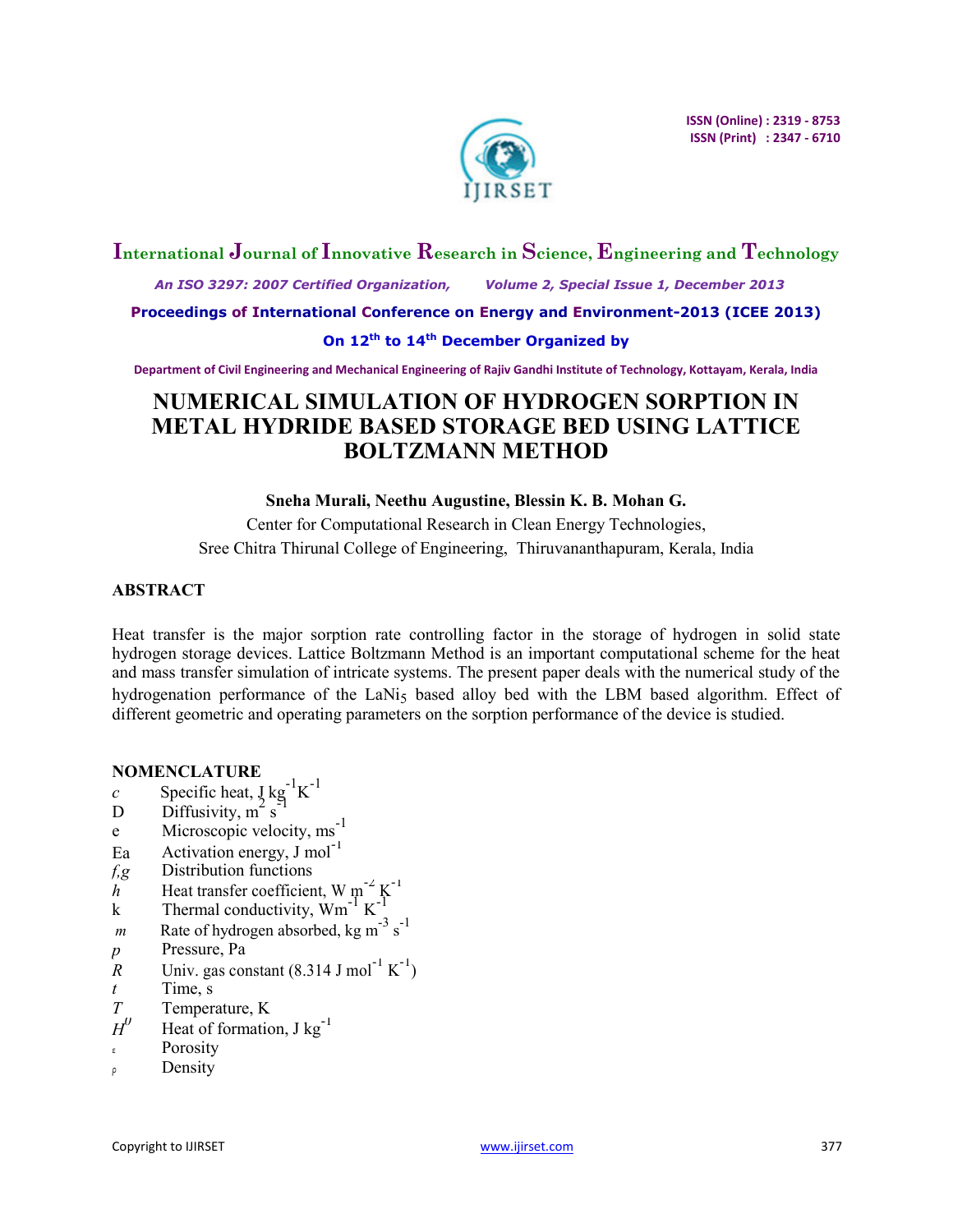# NUMERICAL SIMULATION OF HYDROGEN SORPTION IN METAL HYDRIDE BASED STORAGE BED USING LATTICE BOLTZMANN METHOD

**Sneha Murali, Neethu Augustine, Blessin K. B. Mohan G.**

Center for Computational Research in Clean Energy Technologies,
Sree Chitra Thirunal College of Engineering, Thiruvananthapuram, Kerala, India

## ABSTRACT

Heat transfer is the major sorption rate controlling factor in the storage of hydrogen in solid state hydrogen storage devices. Lattice Boltzmann Method is an important computational scheme for the heat and mass transfer simulation of intricate systems. The present paper deals with the numerical study of the hydrogenation performance of the $LaNi_5$ based alloy bed with the LBM based algorithm. Effect of different geometric and operating parameters on the sorption performance of the device is studied.

## NOMENCLATURE

| | |
|---|---|
| $c$ | Specific heat, J kg$^{-1}$K$^{-1}$ |
| D | Diffusivity, m$^{2}$ s$^{-1}$ |
| e | Microscopic velocity, ms$^{-1}$ |
| Ea | Activation energy, J mol$^{-1}$ |
| $f,g$ | Distribution functions |
| $h$ | Heat transfer coefficient, W m$^{-2}$ K$^{-1}$ |
| k | Thermal conductivity, Wm$^{-1}$ K$^{-1}$ |
| $m$ | Rate of hydrogen absorbed, kg m$^{-3}$ s$^{-1}$ |
| $p$ | Pressure, Pa |
| $R$ | Univ. gas constant (8.314 J mol$^{-1}$ K$^{-1}$) |
| $t$ | Time, s |
| $T$ | Temperature, K |
| $H^{0}$ | Heat of formation, J kg$^{-1}$ |
| $\varepsilon$ | Porosity |
| $\rho$ | Density |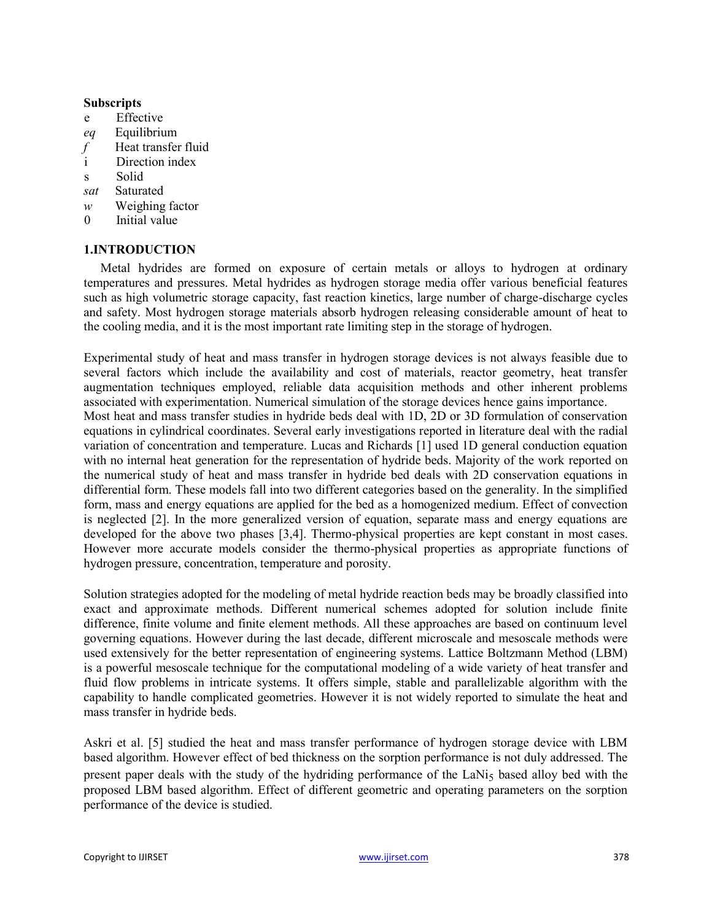**Subscripts**

e Effective

*eq* Equilibrium

*f* Heat transfer fluid

i Direction index

s Solid

*sat* Saturated

*w* Weighing factor

0 Initial value

## 1.INTRODUCTION

Metal hydrides are formed on exposure of certain metals or alloys to hydrogen at ordinary temperatures and pressures. Metal hydrides as hydrogen storage media offer various beneficial features such as high volumetric storage capacity, fast reaction kinetics, large number of charge-discharge cycles and safety. Most hydrogen storage materials absorb hydrogen releasing considerable amount of heat to the cooling media, and it is the most important rate limiting step in the storage of hydrogen.

Experimental study of heat and mass transfer in hydrogen storage devices is not always feasible due to several factors which include the availability and cost of materials, reactor geometry, heat transfer augmentation techniques employed, reliable data acquisition methods and other inherent problems associated with experimentation. Numerical simulation of the storage devices hence gains importance. Most heat and mass transfer studies in hydride beds deal with 1D, 2D or 3D formulation of conservation equations in cylindrical coordinates. Several early investigations reported in literature deal with the radial variation of concentration and temperature. Lucas and Richards [1] used 1D general conduction equation with no internal heat generation for the representation of hydride beds. Majority of the work reported on the numerical study of heat and mass transfer in hydride bed deals with 2D conservation equations in differential form. These models fall into two different categories based on the generality. In the simplified form, mass and energy equations are applied for the bed as a homogenized medium. Effect of convection is neglected [2]. In the more generalized version of equation, separate mass and energy equations are developed for the above two phases [3,4]. Thermo-physical properties are kept constant in most cases. However more accurate models consider the thermo-physical properties as appropriate functions of hydrogen pressure, concentration, temperature and porosity.

Solution strategies adopted for the modeling of metal hydride reaction beds may be broadly classified into exact and approximate methods. Different numerical schemes adopted for solution include finite difference, finite volume and finite element methods. All these approaches are based on continuum level governing equations. However during the last decade, different microscale and mesoscale methods were used extensively for the better representation of engineering systems. Lattice Boltzmann Method (LBM) is a powerful mesoscale technique for the computational modeling of a wide variety of heat transfer and fluid flow problems in intricate systems. It offers simple, stable and parallelizable algorithm with the capability to handle complicated geometries. However it is not widely reported to simulate the heat and mass transfer in hydride beds.

Askri et al. [5] studied the heat and mass transfer performance of hydrogen storage device with LBM based algorithm. However effect of bed thickness on the sorption performance is not duly addressed. The present paper deals with the study of the hydriding performance of the $LaNi_5$ based alloy bed with the proposed LBM based algorithm. Effect of different geometric and operating parameters on the sorption performance of the device is studied.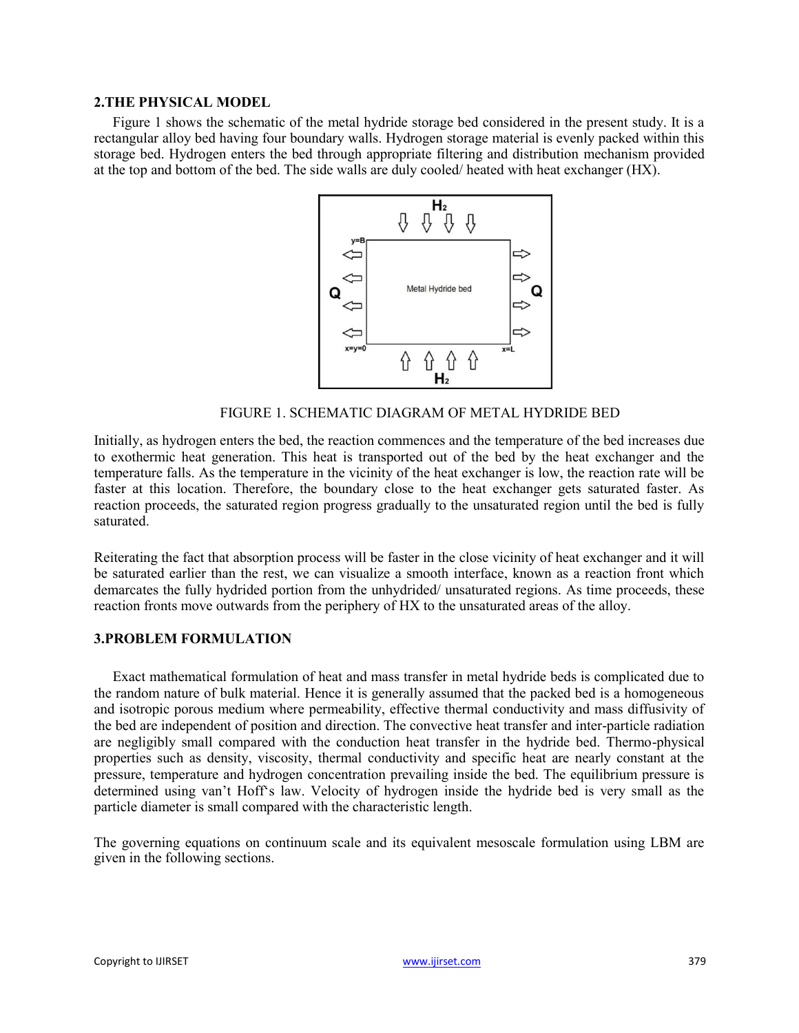## 2.THE PHYSICAL MODEL

Figure 1 shows the schematic of the metal hydride storage bed considered in the present study. It is a rectangular alloy bed having four boundary walls. Hydrogen storage material is evenly packed within this storage bed. Hydrogen enters the bed through appropriate filtering and distribution mechanism provided at the top and bottom of the bed. The side walls are duly cooled/ heated with heat exchanger (HX).

FIGURE 1. SCHEMATIC DIAGRAM OF METAL HYDRIDE BED

Initially, as hydrogen enters the bed, the reaction commences and the temperature of the bed increases due to exothermic heat generation. This heat is transported out of the bed by the heat exchanger and the temperature falls. As the temperature in the vicinity of the heat exchanger is low, the reaction rate will be faster at this location. Therefore, the boundary close to the heat exchanger gets saturated faster. As reaction proceeds, the saturated region progress gradually to the unsaturated region until the bed is fully saturated.

Reiterating the fact that absorption process will be faster in the close vicinity of heat exchanger and it will be saturated earlier than the rest, we can visualize a smooth interface, known as a reaction front which demarcates the fully hydrided portion from the unhydrided/ unsaturated regions. As time proceeds, these reaction fronts move outwards from the periphery of HX to the unsaturated areas of the alloy.

## 3.PROBLEM FORMULATION

Exact mathematical formulation of heat and mass transfer in metal hydride beds is complicated due to the random nature of bulk material. Hence it is generally assumed that the packed bed is a homogeneous and isotropic porous medium where permeability, effective thermal conductivity and mass diffusivity of the bed are independent of position and direction. The convective heat transfer and inter-particle radiation are negligibly small compared with the conduction heat transfer in the hydride bed. Thermo-physical properties such as density, viscosity, thermal conductivity and specific heat are nearly constant at the pressure, temperature and hydrogen concentration prevailing inside the bed. The equilibrium pressure is determined using van't Hoff's law. Velocity of hydrogen inside the hydride bed is very small as the particle diameter is small compared with the characteristic length.

The governing equations on continuum scale and its equivalent mesoscale formulation using LBM are given in the following sections.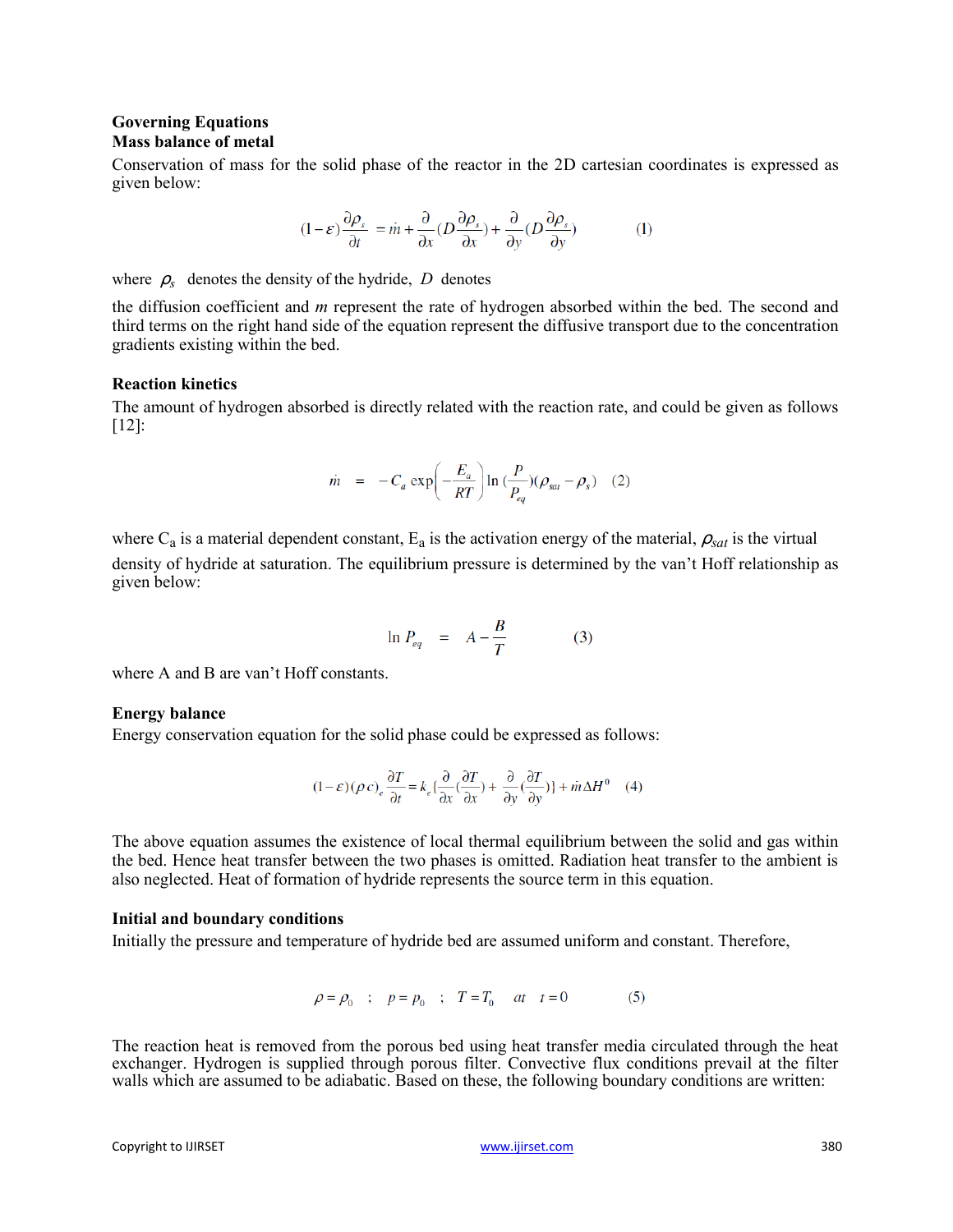### Governing Equations

#### Mass balance of metal

Conservation of mass for the solid phase of the reactor in the 2D cartesian coordinates is expressed as given below:

$$(1-\varepsilon)\frac{\partial \rho_s}{\partial t} = \dot{m} + \frac{\partial}{\partial x}\left(D\frac{\partial \rho_s}{\partial x}\right) + \frac{\partial}{\partial y}\left(D\frac{\partial \rho_s}{\partial y}\right) \qquad (1)$$

where $\rho_s$ denotes the density of the hydride, $D$ denotes the diffusion coefficient and *m* represent the rate of hydrogen absorbed within the bed. The second and third terms on the right hand side of the equation represent the diffusive transport due to the concentration gradients existing within the bed.

#### Reaction kinetics

The amount of hydrogen absorbed is directly related with the reaction rate, and could be given as follows [12]:

$$\dot{m} = -C_a \exp\left(-\frac{E_a}{RT}\right)\ln\left(\frac{P}{P_{eq}}\right)(\rho_{sat} - \rho_s) \qquad (2)$$

where $C_a$ is a material dependent constant, $E_a$ is the activation energy of the material, $\rho_{sat}$ is the virtual density of hydride at saturation. The equilibrium pressure is determined by the van't Hoff relationship as given below:

$$\ln P_{eq} = A - \frac{B}{T} \qquad (3)$$

where A and B are van't Hoff constants.

#### Energy balance

Energy conservation equation for the solid phase could be expressed as follows:

$$(1-\varepsilon)(\rho c)_e \frac{\partial T}{\partial t} = k_e\left\{\frac{\partial}{\partial x}\left(\frac{\partial T}{\partial x}\right) + \frac{\partial}{\partial y}\left(\frac{\partial T}{\partial y}\right)\right\} + \dot{m}\Delta H^0 \qquad (4)$$

The above equation assumes the existence of local thermal equilibrium between the solid and gas within the bed. Hence heat transfer between the two phases is omitted. Radiation heat transfer to the ambient is also neglected. Heat of formation of hydride represents the source term in this equation.

#### Initial and boundary conditions

Initially the pressure and temperature of hydride bed are assumed uniform and constant. Therefore,

$$\rho = \rho_0 \quad ; \quad p = p_0 \quad ; \quad T = T_0 \quad at \quad t = 0 \qquad (5)$$

The reaction heat is removed from the porous bed using heat transfer media circulated through the heat exchanger. Hydrogen is supplied through porous filter. Convective flux conditions prevail at the filter walls which are assumed to be adiabatic. Based on these, the following boundary conditions are written: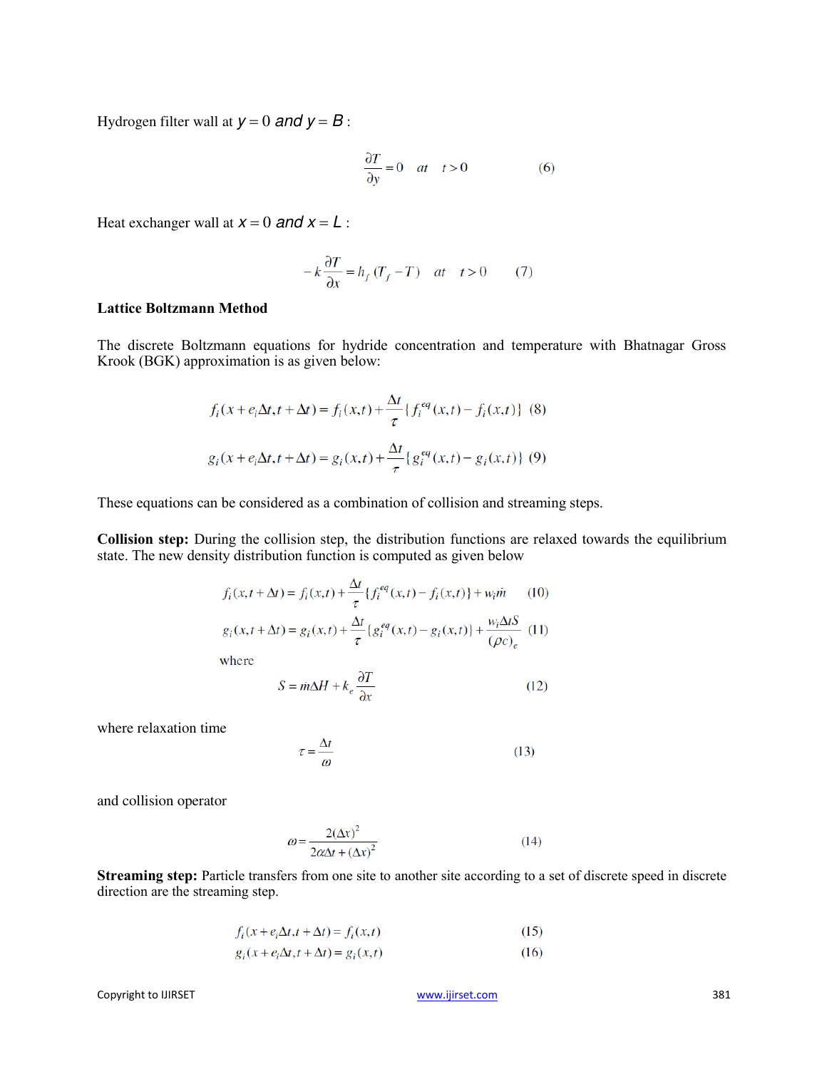Hydrogen filter wall at $y = 0$ *and* $y = B$ :

$$\frac{\partial T}{\partial y} = 0 \quad at \quad t > 0 \qquad (6)$$

Heat exchanger wall at $x = 0$ *and* $x = L$ :

$$-k\frac{\partial T}{\partial x} = h_f\,(T_f - T) \quad at \quad t > 0 \qquad (7)$$

**Lattice Boltzmann Method**

The discrete Boltzmann equations for hydride concentration and temperature with Bhatnagar Gross Krook (BGK) approximation is as given below:

$$f_i(x + e_i\Delta t, t + \Delta t) = f_i(x,t) + \frac{\Delta t}{\tau}\{f_i^{eq}(x,t) - f_i(x,t)\} \quad (8)$$

$$g_i(x + e_i\Delta t, t + \Delta t) = g_i(x,t) + \frac{\Delta t}{\tau}\{g_i^{eq}(x,t) - g_i(x,t)\} \quad (9)$$

These equations can be considered as a combination of collision and streaming steps.

**Collision step:** During the collision step, the distribution functions are relaxed towards the equilibrium state. The new density distribution function is computed as given below

$$f_i(x, t + \Delta t) = f_i(x,t) + \frac{\Delta t}{\tau}\{f_i^{eq}(x,t) - f_i(x,t)\} + w_i\dot{m} \qquad (10)$$

$$g_i(x, t + \Delta t) = g_i(x,t) + \frac{\Delta t}{\tau}\{g_i^{eq}(x,t) - g_i(x,t)\} + \frac{w_i\Delta t S}{(\rho c)_e} \quad (11)$$

where

$$S = \dot{m}\Delta H + k_e\frac{\partial T}{\partial x} \qquad (12)$$

where relaxation time

$$\tau = \frac{\Delta t}{\omega} \qquad (13)$$

and collision operator

$$\omega = \frac{2(\Delta x)^2}{2\alpha\Delta t + (\Delta x)^2} \qquad (14)$$

**Streaming step:** Particle transfers from one site to another site according to a set of discrete speed in discrete direction are the streaming step.

$$f_i(x + e_i\Delta t, t + \Delta t) = f_i(x,t) \qquad (15)$$

$$g_i(x + e_i\Delta t, t + \Delta t) = g_i(x,t) \qquad (16)$$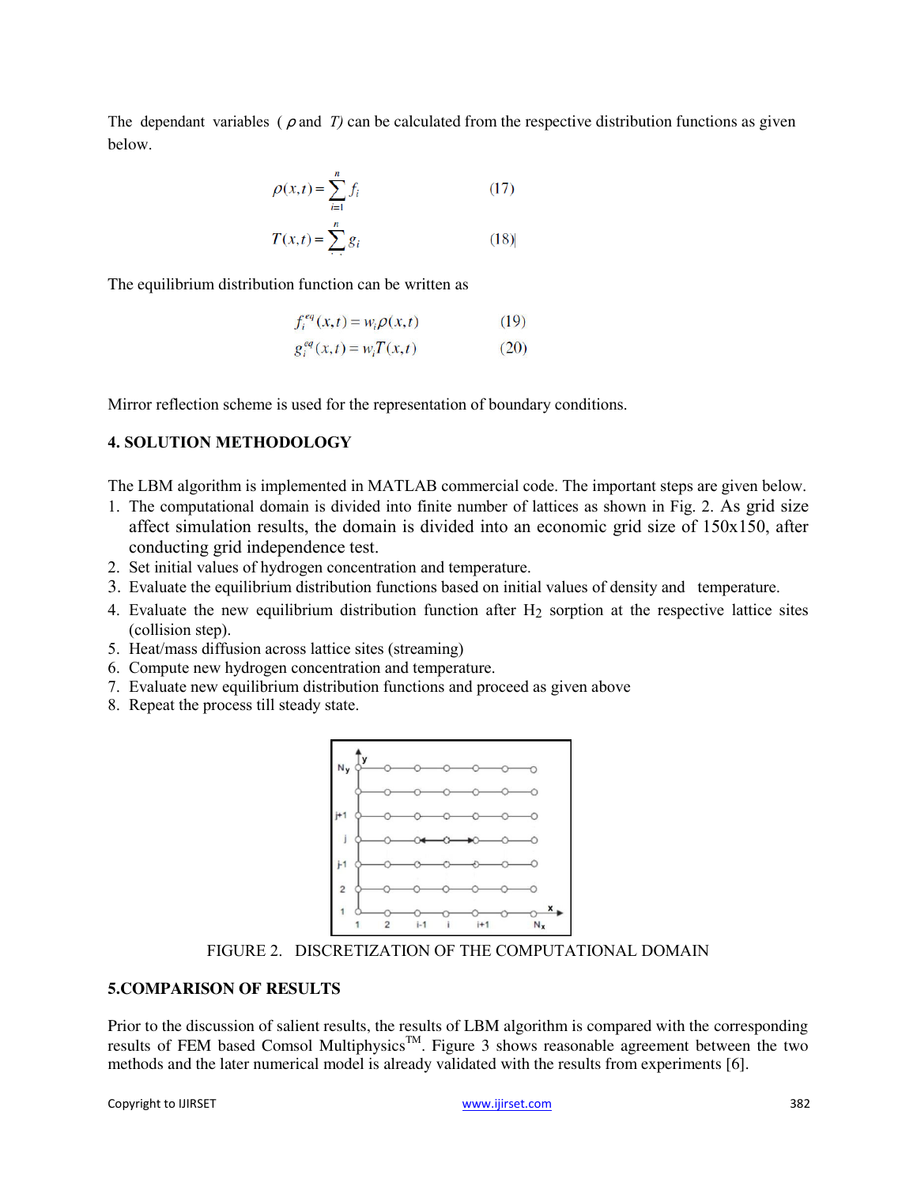The dependant variables ( $\rho$ and $T$) can be calculated from the respective distribution functions as given below.

$$\rho(x,t) = \sum_{i=1}^{n} f_i \qquad (17)$$

$$T(x,t) = \sum_{i=1}^{n} g_i \qquad (18)$$

The equilibrium distribution function can be written as

$$f_i^{eq}(x,t) = w_i \rho(x,t) \qquad (19)$$

$$g_i^{eq}(x,t) = w_i T(x,t) \qquad (20)$$

Mirror reflection scheme is used for the representation of boundary conditions.

## 4. SOLUTION METHODOLOGY

The LBM algorithm is implemented in MATLAB commercial code. The important steps are given below.

1. The computational domain is divided into finite number of lattices as shown in Fig. 2. As grid size affect simulation results, the domain is divided into an economic grid size of 150x150, after conducting grid independence test.
2. Set initial values of hydrogen concentration and temperature.
3. Evaluate the equilibrium distribution functions based on initial values of density and temperature.
4. Evaluate the new equilibrium distribution function after $H_2$ sorption at the respective lattice sites (collision step).
5. Heat/mass diffusion across lattice sites (streaming)
6. Compute new hydrogen concentration and temperature.
7. Evaluate new equilibrium distribution functions and proceed as given above
8. Repeat the process till steady state.

FIGURE 2. DISCRETIZATION OF THE COMPUTATIONAL DOMAIN

## 5.COMPARISON OF RESULTS

Prior to the discussion of salient results, the results of LBM algorithm is compared with the corresponding results of FEM based Comsol Multiphysics™. Figure 3 shows reasonable agreement between the two methods and the later numerical model is already validated with the results from experiments [6].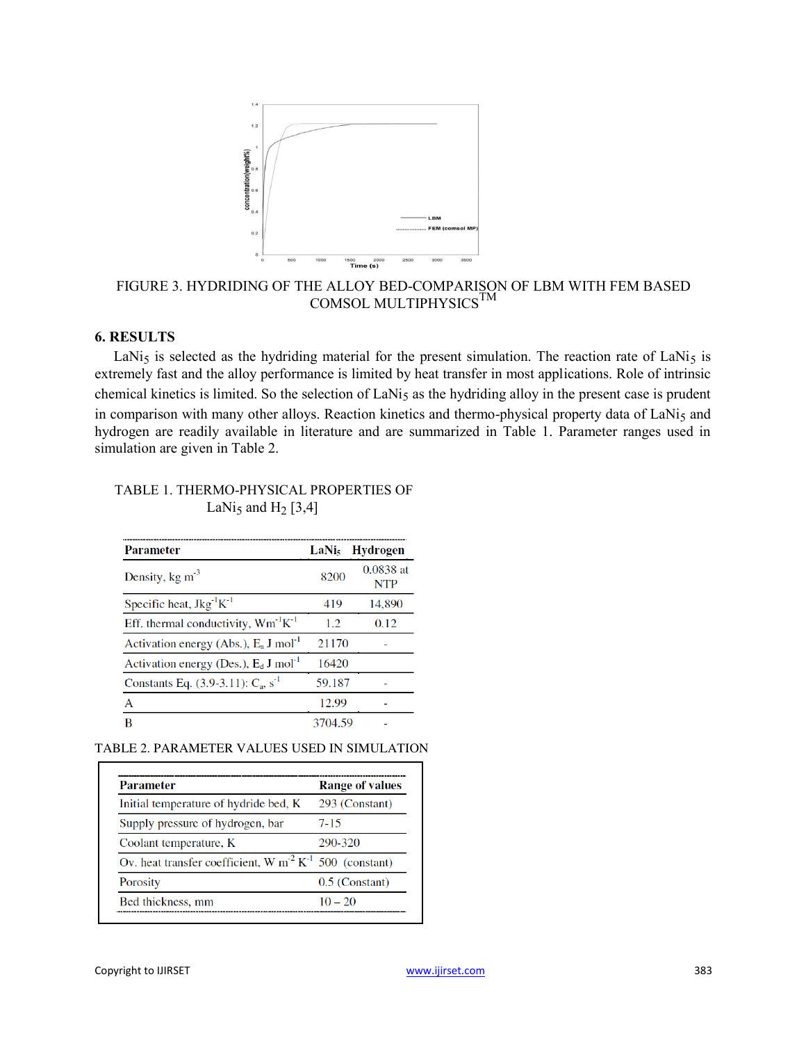FIGURE 3. HYDRIDING OF THE ALLOY BED-COMPARISON OF LBM WITH FEM BASED COMSOL MULTIPHYSICS[TM]

## 6. RESULTS

$LaNi_5$ is selected as the hydriding material for the present simulation. The reaction rate of $LaNi_5$ is extremely fast and the alloy performance is limited by heat transfer in most applications. Role of intrinsic chemical kinetics is limited. So the selection of $LaNi_5$ as the hydriding alloy in the present case is prudent in comparison with many other alloys. Reaction kinetics and thermo-physical property data of $LaNi_5$ and hydrogen are readily available in literature and are summarized in Table 1. Parameter ranges used in simulation are given in Table 2.

TABLE 1. THERMO-PHYSICAL PROPERTIES OF $LaNi_5$ and $H_2$ [3,4]

| Parameter | $LaNi_5$ | Hydrogen |
|---|---|---|
| Density, kg $m^{-3}$ | 8200 | 0.0838 at NTP |
| Specific heat, $J kg^{-1} K^{-1}$ | 419 | 14,890 |
| Eff. thermal conductivity, $W m^{-1} K^{-1}$ | 1.2 | 0.12 |
| Activation energy (Abs.), $E_a$ J $mol^{-1}$ | 21170 | - |
| Activation energy (Des.), $E_d$ J $mol^{-1}$ | 16420 | |
| Constants Eq. (3.9-3.11): $C_a$, $s^{-1}$ | 59.187 | - |
| A | 12.99 | - |
| B | 3704.59 | - |

TABLE 2. PARAMETER VALUES USED IN SIMULATION

| Parameter | Range of values |
|---|---|
| Initial temperature of hydride bed, K | 293 (Constant) |
| Supply pressure of hydrogen, bar | 7-15 |
| Coolant temperature, K | 290-320 |
| Ov. heat transfer coefficient, W $m^{-2}$ $K^{-1}$ | 500 (constant) |
| Porosity | 0.5 (Constant) |
| Bed thickness, mm | 10 – 20 |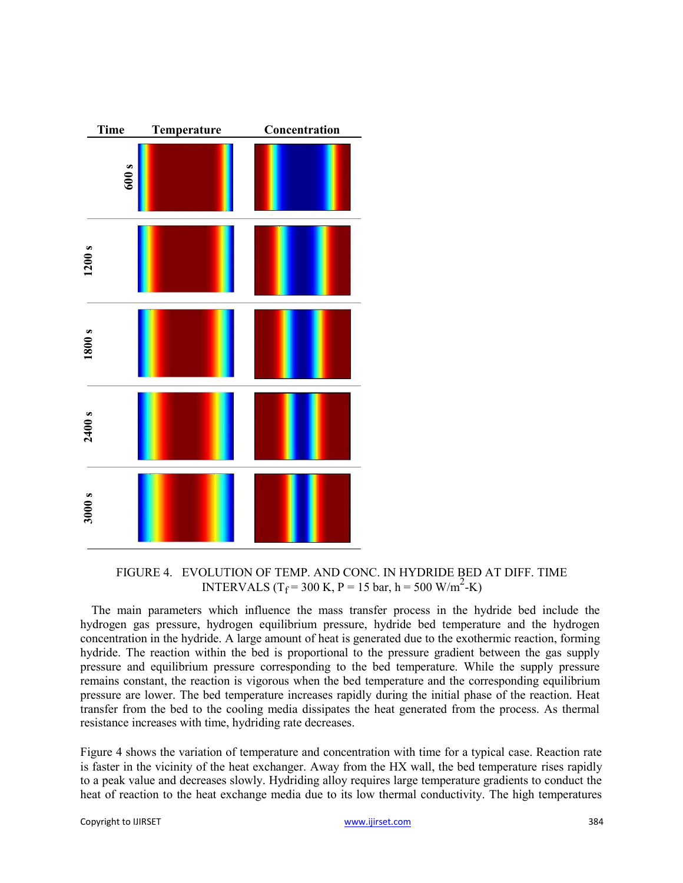FIGURE 4. EVOLUTION OF TEMP. AND CONC. IN HYDRIDE BED AT DIFF. TIME INTERVALS ($T_f$ = 300 K, P = 15 bar, h = 500 W/m$^2$-K)

The main parameters which influence the mass transfer process in the hydride bed include the hydrogen gas pressure, hydrogen equilibrium pressure, hydride bed temperature and the hydrogen concentration in the hydride. A large amount of heat is generated due to the exothermic reaction, forming hydride. The reaction within the bed is proportional to the pressure gradient between the gas supply pressure and equilibrium pressure corresponding to the bed temperature. While the supply pressure remains constant, the reaction is vigorous when the bed temperature and the corresponding equilibrium pressure are lower. The bed temperature increases rapidly during the initial phase of the reaction. Heat transfer from the bed to the cooling media dissipates the heat generated from the process. As thermal resistance increases with time, hydriding rate decreases.

Figure 4 shows the variation of temperature and concentration with time for a typical case. Reaction rate is faster in the vicinity of the heat exchanger. Away from the HX wall, the bed temperature rises rapidly to a peak value and decreases slowly. Hydriding alloy requires large temperature gradients to conduct the heat of reaction to the heat exchange media due to its low thermal conductivity. The high temperatures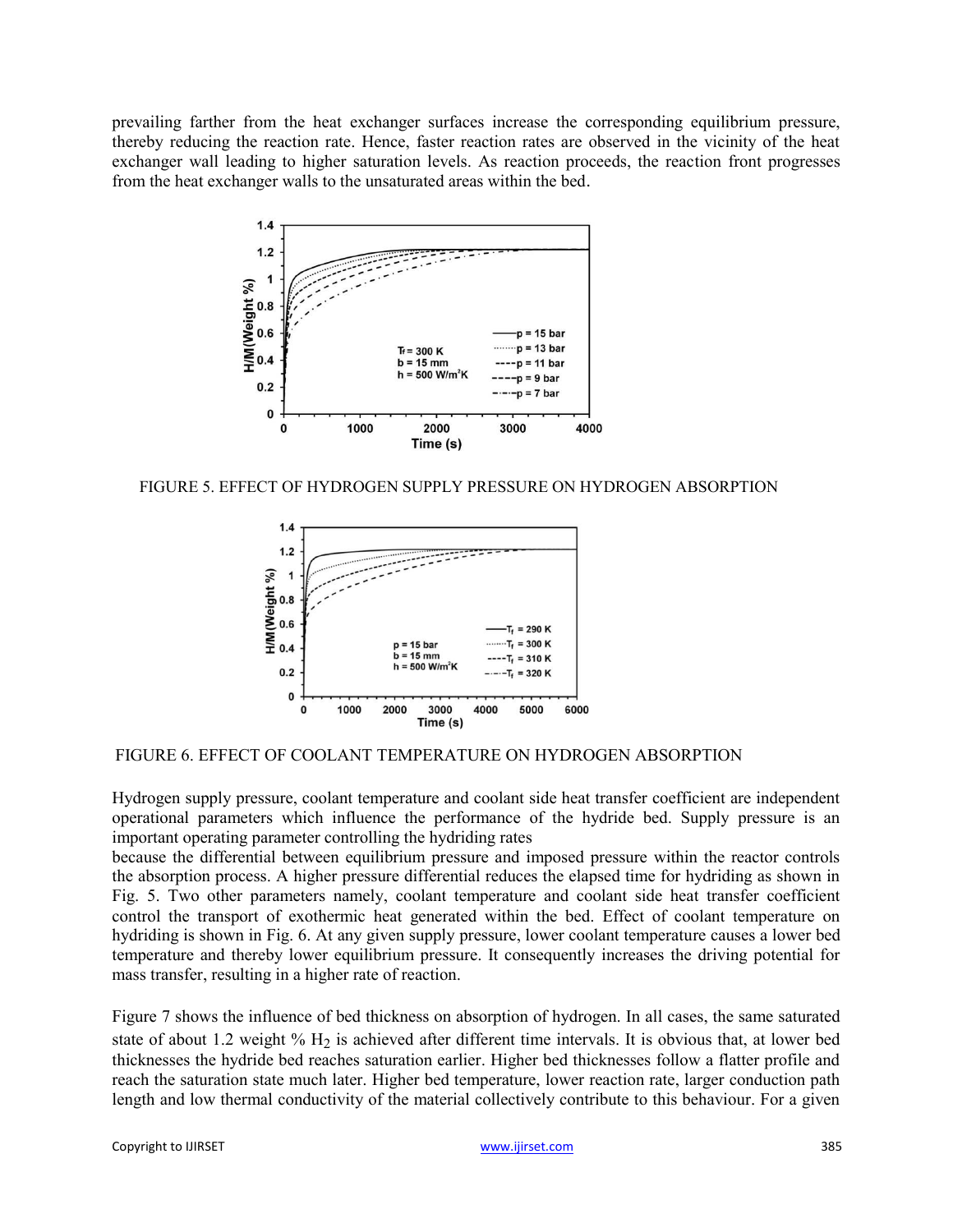prevailing farther from the heat exchanger surfaces increase the corresponding equilibrium pressure, thereby reducing the reaction rate. Hence, faster reaction rates are observed in the vicinity of the heat exchanger wall leading to higher saturation levels. As reaction proceeds, the reaction front progresses from the heat exchanger walls to the unsaturated areas within the bed.

FIGURE 5. EFFECT OF HYDROGEN SUPPLY PRESSURE ON HYDROGEN ABSORPTION

FIGURE 6. EFFECT OF COOLANT TEMPERATURE ON HYDROGEN ABSORPTION

Hydrogen supply pressure, coolant temperature and coolant side heat transfer coefficient are independent operational parameters which influence the performance of the hydride bed. Supply pressure is an important operating parameter controlling the hydriding rates

because the differential between equilibrium pressure and imposed pressure within the reactor controls the absorption process. A higher pressure differential reduces the elapsed time for hydriding as shown in Fig. 5. Two other parameters namely, coolant temperature and coolant side heat transfer coefficient control the transport of exothermic heat generated within the bed. Effect of coolant temperature on hydriding is shown in Fig. 6. At any given supply pressure, lower coolant temperature causes a lower bed temperature and thereby lower equilibrium pressure. It consequently increases the driving potential for mass transfer, resulting in a higher rate of reaction.

Figure 7 shows the influence of bed thickness on absorption of hydrogen. In all cases, the same saturated state of about 1.2 weight % $H_2$ is achieved after different time intervals. It is obvious that, at lower bed thicknesses the hydride bed reaches saturation earlier. Higher bed thicknesses follow a flatter profile and reach the saturation state much later. Higher bed temperature, lower reaction rate, larger conduction path length and low thermal conductivity of the material collectively contribute to this behaviour. For a given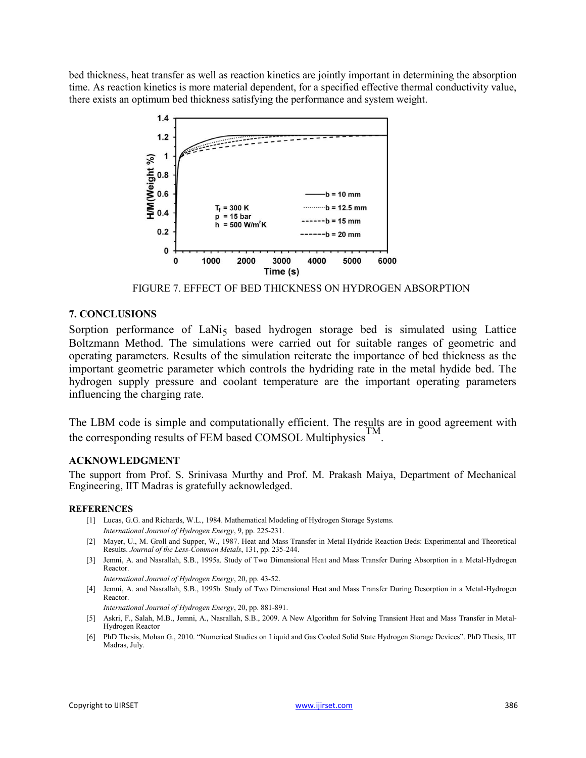bed thickness, heat transfer as well as reaction kinetics are jointly important in determining the absorption time. As reaction kinetics is more material dependent, for a specified effective thermal conductivity value, there exists an optimum bed thickness satisfying the performance and system weight.

1.4
1.2
1
0.8
0.6
0.4
0.2
0
H/M(Weight %)
0 1000 2000 3000 4000 5000 6000
Time (s)
$T_f$ = 300 K
p = 15 bar
h = 500 W/m$^2$K
b = 10 mm
b = 12.5 mm
b = 15 mm
b = 20 mm

FIGURE 7. EFFECT OF BED THICKNESS ON HYDROGEN ABSORPTION

## 7. CONCLUSIONS

Sorption performance of $LaNi_5$ based hydrogen storage bed is simulated using Lattice Boltzmann Method. The simulations were carried out for suitable ranges of geometric and operating parameters. Results of the simulation reiterate the importance of bed thickness as the important geometric parameter which controls the hydriding rate in the metal hydide bed. The hydrogen supply pressure and coolant temperature are the important operating parameters influencing the charging rate.

The LBM code is simple and computationally efficient. The results are in good agreement with the corresponding results of FEM based COMSOL Multiphysics$^{TM}$.

## ACKNOWLEDGMENT

The support from Prof. S. Srinivasa Murthy and Prof. M. Prakash Maiya, Department of Mechanical Engineering, IIT Madras is gratefully acknowledged.

## REFERENCES

[1] Lucas, G.G. and Richards, W.L., 1984. Mathematical Modeling of Hydrogen Storage Systems. *International Journal of Hydrogen Energy*, 9, pp. 225-231.

[2] Mayer, U., M. Groll and Supper, W., 1987. Heat and Mass Transfer in Metal Hydride Reaction Beds: Experimental and Theoretical Results. *Journal of the Less-Common Metals*, 131, pp. 235-244.

[3] Jemni, A. and Nasrallah, S.B., 1995a. Study of Two Dimensional Heat and Mass Transfer During Absorption in a Metal-Hydrogen Reactor. *International Journal of Hydrogen Energy*, 20, pp. 43-52.

[4] Jemni, A. and Nasrallah, S.B., 1995b. Study of Two Dimensional Heat and Mass Transfer During Desorption in a Metal-Hydrogen Reactor. *International Journal of Hydrogen Energy*, 20, pp. 881-891.

[5] Askri, F., Salah, M.B., Jemni, A., Nasrallah, S.B., 2009. A New Algorithm for Solving Transient Heat and Mass Transfer in Metal-Hydrogen Reactor

[6] PhD Thesis, Mohan G., 2010. "Numerical Studies on Liquid and Gas Cooled Solid State Hydrogen Storage Devices". PhD Thesis, IIT Madras, July.